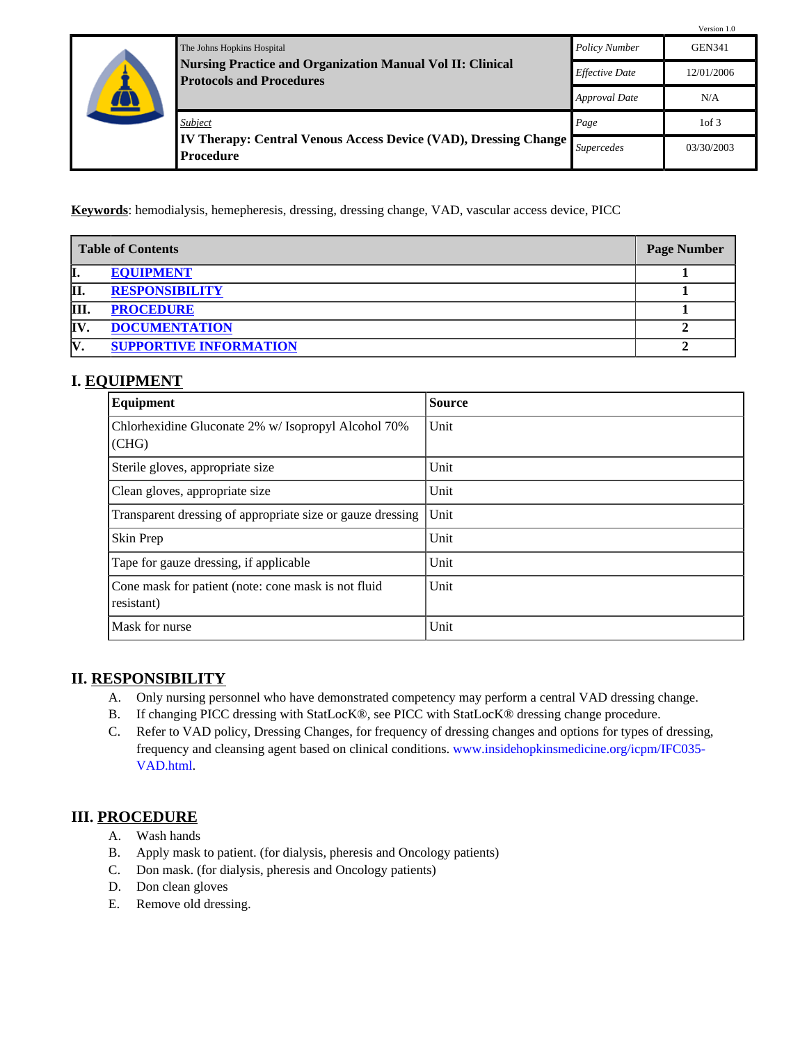Version 1.0

| | The Johns Hopkins Hospital<br>**Nursing Practice and Organization Manual Vol II: Clinical Protocols and Procedures** | *Policy Number* | GEN341 |
|---|---|---|---|
| | | *Effective Date* | 12/01/2006 |
| | | *Approval Date* | N/A |
| | *Subject*<br>**IV Therapy: Central Venous Access Device (VAD), Dressing Change Procedure** | *Page* | 1of 3 |
| | | *Supercedes* | 03/30/2003 |

**Keywords**: hemodialysis, hemepheresis, dressing, dressing change, VAD, vascular access device, PICC

| Table of Contents | Page Number |
|---|---|
| I. EQUIPMENT | 1 |
| II. RESPONSIBILITY | 1 |
| III. PROCEDURE | 1 |
| IV. DOCUMENTATION | 2 |
| V. SUPPORTIVE INFORMATION | 2 |

## I. EQUIPMENT

| Equipment | Source |
|---|---|
| Chlorhexidine Gluconate 2% w/ Isopropyl Alcohol 70% (CHG) | Unit |
| Sterile gloves, appropriate size | Unit |
| Clean gloves, appropriate size | Unit |
| Transparent dressing of appropriate size or gauze dressing | Unit |
| Skin Prep | Unit |
| Tape for gauze dressing, if applicable | Unit |
| Cone mask for patient (note: cone mask is not fluid resistant) | Unit |
| Mask for nurse | Unit |

## II. RESPONSIBILITY

A. Only nursing personnel who have demonstrated competency may perform a central VAD dressing change.

B. If changing PICC dressing with StatLocK®, see PICC with StatLocK® dressing change procedure.

C. Refer to VAD policy, Dressing Changes, for frequency of dressing changes and options for types of dressing, frequency and cleansing agent based on clinical conditions. www.insidehopkinsmedicine.org/icpm/IFC035-VAD.html.

## III. PROCEDURE

A. Wash hands

B. Apply mask to patient. (for dialysis, pheresis and Oncology patients)

C. Don mask. (for dialysis, pheresis and Oncology patients)

D. Don clean gloves

E. Remove old dressing.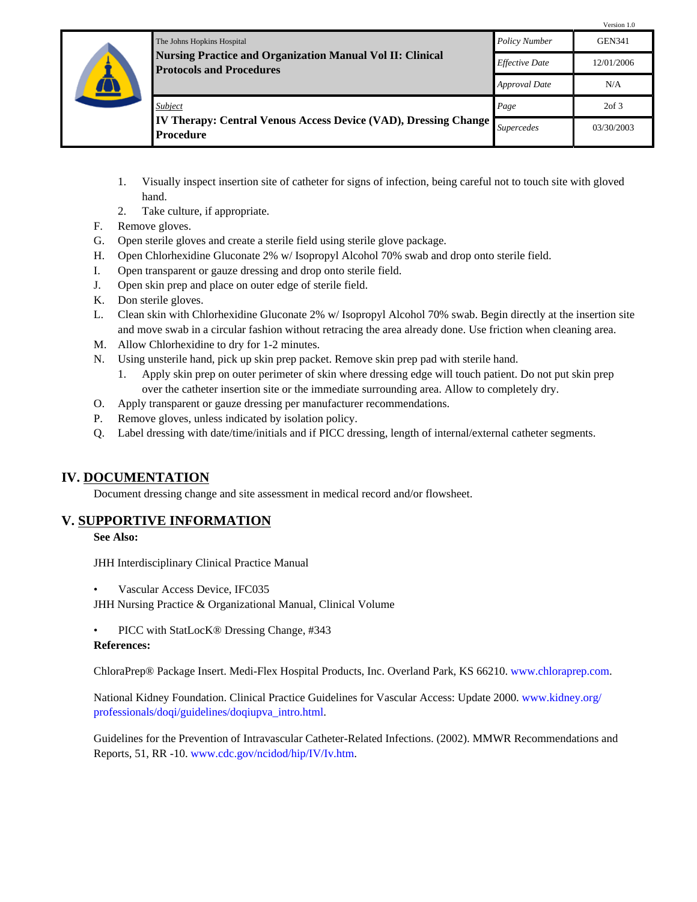1. Visually inspect insertion site of catheter for signs of infection, being careful not to touch site with gloved hand.
2. Take culture, if appropriate.

F. Remove gloves.
G. Open sterile gloves and create a sterile field using sterile glove package.
H. Open Chlorhexidine Gluconate 2% w/ Isopropyl Alcohol 70% swab and drop onto sterile field.
I. Open transparent or gauze dressing and drop onto sterile field.
J. Open skin prep and place on outer edge of sterile field.
K. Don sterile gloves.
L. Clean skin with Chlorhexidine Gluconate 2% w/ Isopropyl Alcohol 70% swab. Begin directly at the insertion site and move swab in a circular fashion without retracing the area already done. Use friction when cleaning area.
M. Allow Chlorhexidine to dry for 1-2 minutes.
N. Using unsterile hand, pick up skin prep packet. Remove skin prep pad with sterile hand.
   1. Apply skin prep on outer perimeter of skin where dressing edge will touch patient. Do not put skin prep over the catheter insertion site or the immediate surrounding area. Allow to completely dry.
O. Apply transparent or gauze dressing per manufacturer recommendations.
P. Remove gloves, unless indicated by isolation policy.
Q. Label dressing with date/time/initials and if PICC dressing, length of internal/external catheter segments.

## IV. DOCUMENTATION

Document dressing change and site assessment in medical record and/or flowsheet.

## V. SUPPORTIVE INFORMATION

**See Also:**

JHH Interdisciplinary Clinical Practice Manual

- Vascular Access Device, IFC035

JHH Nursing Practice & Organizational Manual, Clinical Volume

- PICC with StatLocK® Dressing Change, #343

**References:**

ChloraPrep® Package Insert. Medi-Flex Hospital Products, Inc. Overland Park, KS 66210. www.chloraprep.com.

National Kidney Foundation. Clinical Practice Guidelines for Vascular Access: Update 2000. www.kidney.org/professionals/doqi/guidelines/doqiupva_intro.html.

Guidelines for the Prevention of Intravascular Catheter-Related Infections. (2002). MMWR Recommendations and Reports, 51, RR -10. www.cdc.gov/ncidod/hip/IV/Iv.htm.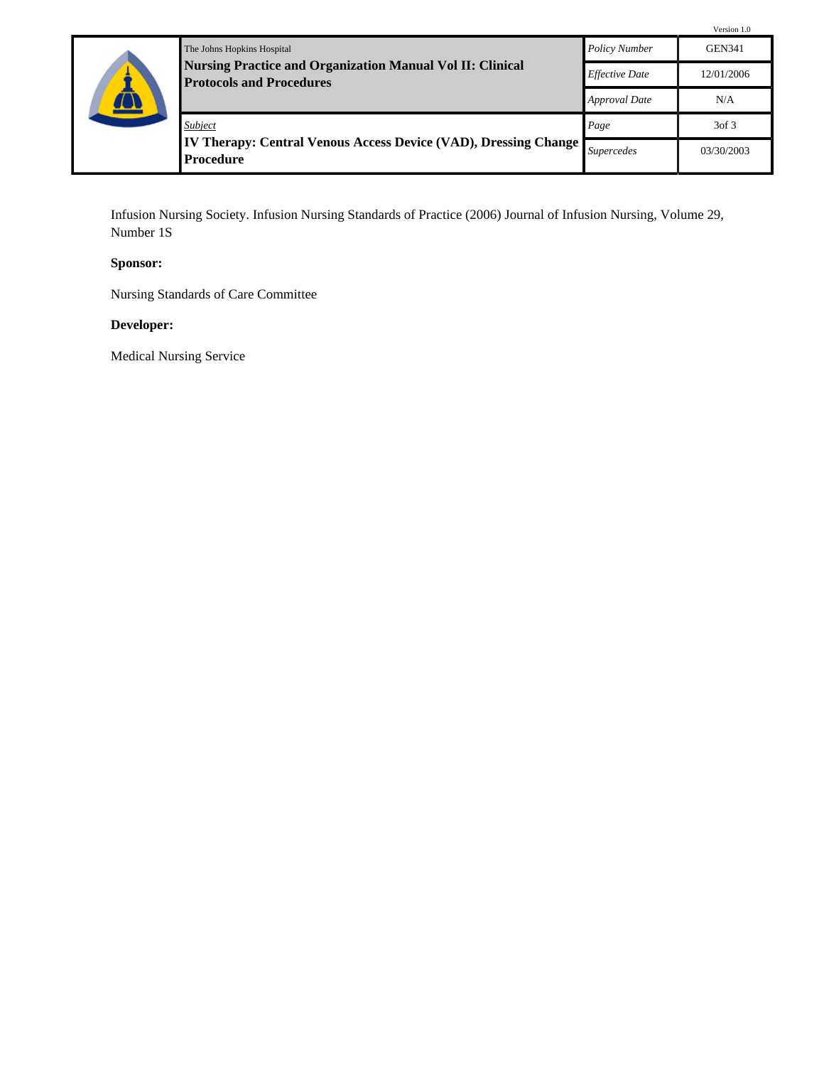Infusion Nursing Society. Infusion Nursing Standards of Practice (2006) Journal of Infusion Nursing, Volume 29, Number 1S

**Sponsor:**

Nursing Standards of Care Committee

**Developer:**

Medical Nursing Service